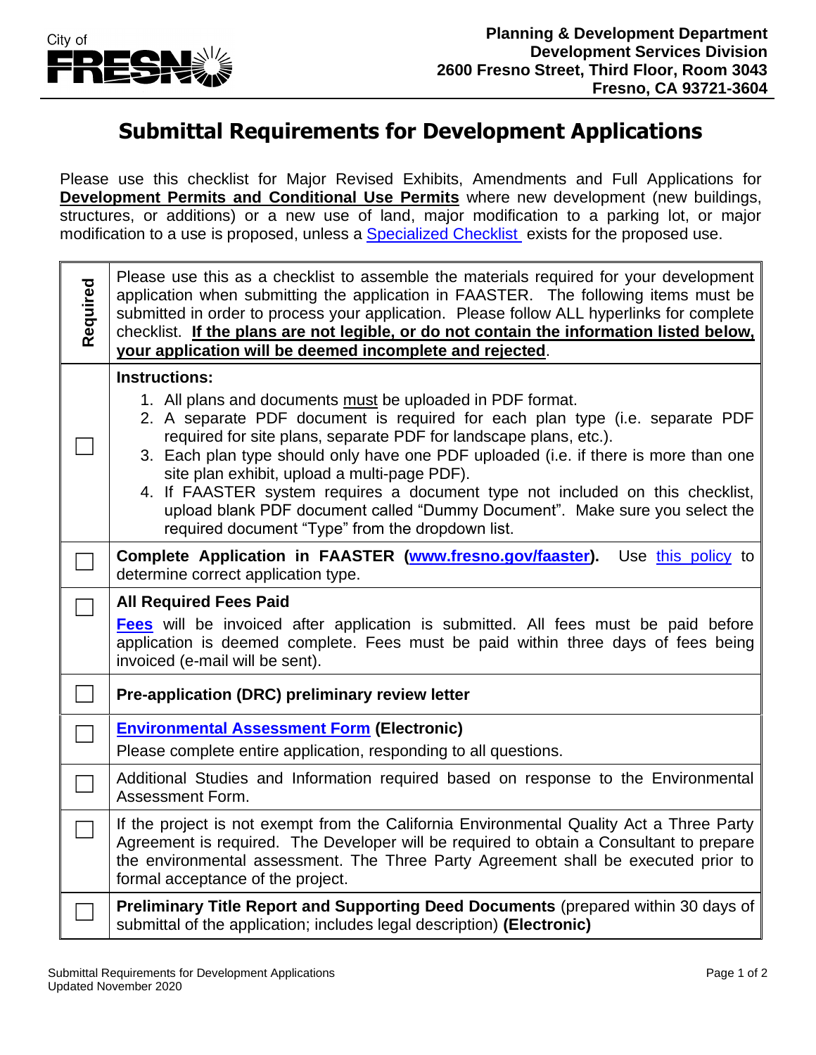City of FRESNO

**Planning & Development Department**
**Development Services Division**
**2600 Fresno Street, Third Floor, Room 3043**
**Fresno, CA 93721-3604**

# Submittal Requirements for Development Applications

Please use this checklist for Major Revised Exhibits, Amendments and Full Applications for **Development Permits and Conditional Use Permits** where new development (new buildings, structures, or additions) or a new use of land, major modification to a parking lot, or major modification to a use is proposed, unless a Specialized Checklist exists for the proposed use.

| Required | Please use this as a checklist to assemble the materials required for your development application when submitting the application in FAASTER. The following items must be submitted in order to process your application. Please follow ALL hyperlinks for complete checklist. **If the plans are not legible, or do not contain the information listed below, your application will be deemed incomplete and rejected**. |
|---|---|
| ☐ | **Instructions:**<br>1. All plans and documents must be uploaded in PDF format.<br>2. A separate PDF document is required for each plan type (i.e. separate PDF required for site plans, separate PDF for landscape plans, etc.).<br>3. Each plan type should only have one PDF uploaded (i.e. if there is more than one site plan exhibit, upload a multi-page PDF).<br>4. If FAASTER system requires a document type not included on this checklist, upload blank PDF document called "Dummy Document". Make sure you select the required document "Type" from the dropdown list. |
| ☐ | **Complete Application in FAASTER (www.fresno.gov/faaster).** Use this policy to determine correct application type. |
| ☐ | **All Required Fees Paid**<br>**Fees** will be invoiced after application is submitted. All fees must be paid before application is deemed complete. Fees must be paid within three days of fees being invoiced (e-mail will be sent). |
| ☐ | **Pre-application (DRC) preliminary review letter** |
| ☐ | **Environmental Assessment Form (Electronic)**<br>Please complete entire application, responding to all questions. |
| ☐ | Additional Studies and Information required based on response to the Environmental Assessment Form. |
| ☐ | If the project is not exempt from the California Environmental Quality Act a Three Party Agreement is required. The Developer will be required to obtain a Consultant to prepare the environmental assessment. The Three Party Agreement shall be executed prior to formal acceptance of the project. |
| ☐ | **Preliminary Title Report and Supporting Deed Documents** (prepared within 30 days of submittal of the application; includes legal description) **(Electronic)** |

Submittal Requirements for Development Applications
Updated November 2020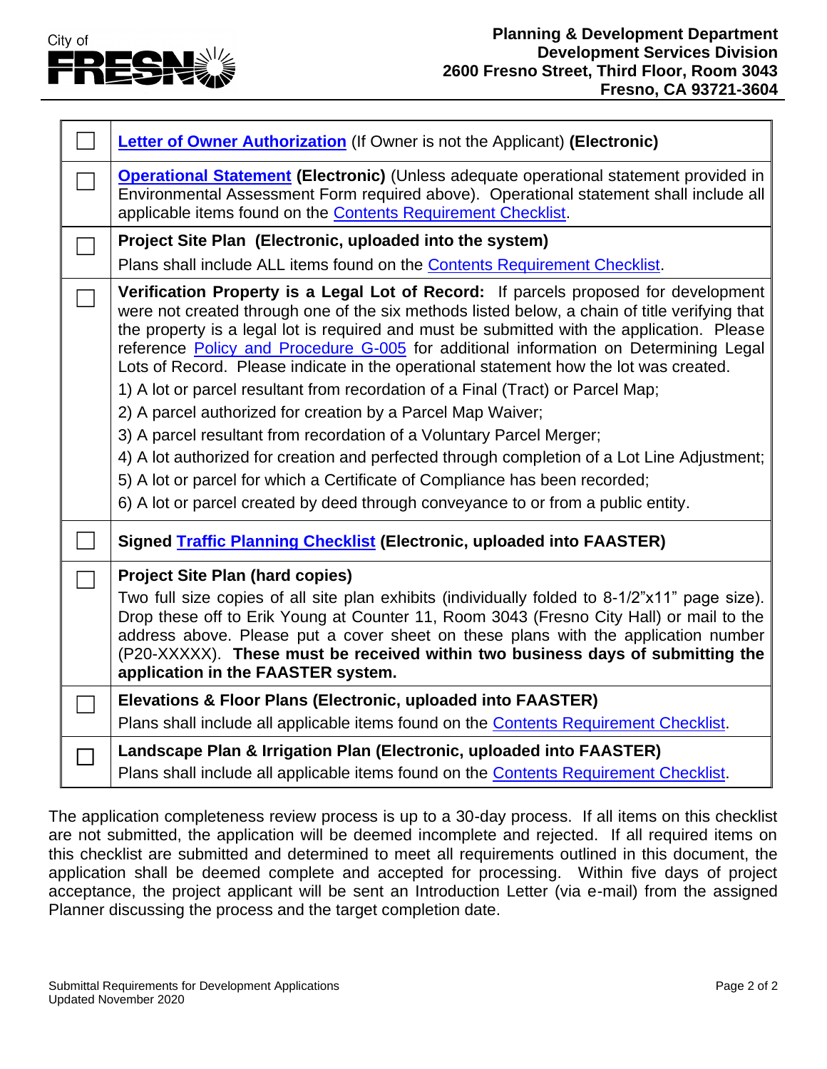| | |
|---|---|
| ☐ | **Letter of Owner Authorization** (If Owner is not the Applicant) **(Electronic)** |
| ☐ | **Operational Statement (Electronic)** (Unless adequate operational statement provided in Environmental Assessment Form required above). Operational statement shall include all applicable items found on the Contents Requirement Checklist. |
| ☐ | **Project Site Plan (Electronic, uploaded into the system)**<br>Plans shall include ALL items found on the Contents Requirement Checklist. |
| ☐ | **Verification Property is a Legal Lot of Record:** If parcels proposed for development were not created through one of the six methods listed below, a chain of title verifying that the property is a legal lot is required and must be submitted with the application. Please reference Policy and Procedure G-005 for additional information on Determining Legal Lots of Record. Please indicate in the operational statement how the lot was created.<br>1) A lot or parcel resultant from recordation of a Final (Tract) or Parcel Map;<br>2) A parcel authorized for creation by a Parcel Map Waiver;<br>3) A parcel resultant from recordation of a Voluntary Parcel Merger;<br>4) A lot authorized for creation and perfected through completion of a Lot Line Adjustment;<br>5) A lot or parcel for which a Certificate of Compliance has been recorded;<br>6) A lot or parcel created by deed through conveyance to or from a public entity. |
| ☐ | **Signed Traffic Planning Checklist (Electronic, uploaded into FAASTER)** |
| ☐ | **Project Site Plan (hard copies)**<br>Two full size copies of all site plan exhibits (individually folded to 8-1/2"x11" page size). Drop these off to Erik Young at Counter 11, Room 3043 (Fresno City Hall) or mail to the address above. Please put a cover sheet on these plans with the application number (P20-XXXXX). **These must be received within two business days of submitting the application in the FAASTER system.** |
| ☐ | **Elevations & Floor Plans (Electronic, uploaded into FAASTER)**<br>Plans shall include all applicable items found on the Contents Requirement Checklist. |
| ☐ | **Landscape Plan & Irrigation Plan (Electronic, uploaded into FAASTER)**<br>Plans shall include all applicable items found on the Contents Requirement Checklist. |

The application completeness review process is up to a 30-day process. If all items on this checklist are not submitted, the application will be deemed incomplete and rejected. If all required items on this checklist are submitted and determined to meet all requirements outlined in this document, the application shall be deemed complete and accepted for processing. Within five days of project acceptance, the project applicant will be sent an Introduction Letter (via e-mail) from the assigned Planner discussing the process and the target completion date.